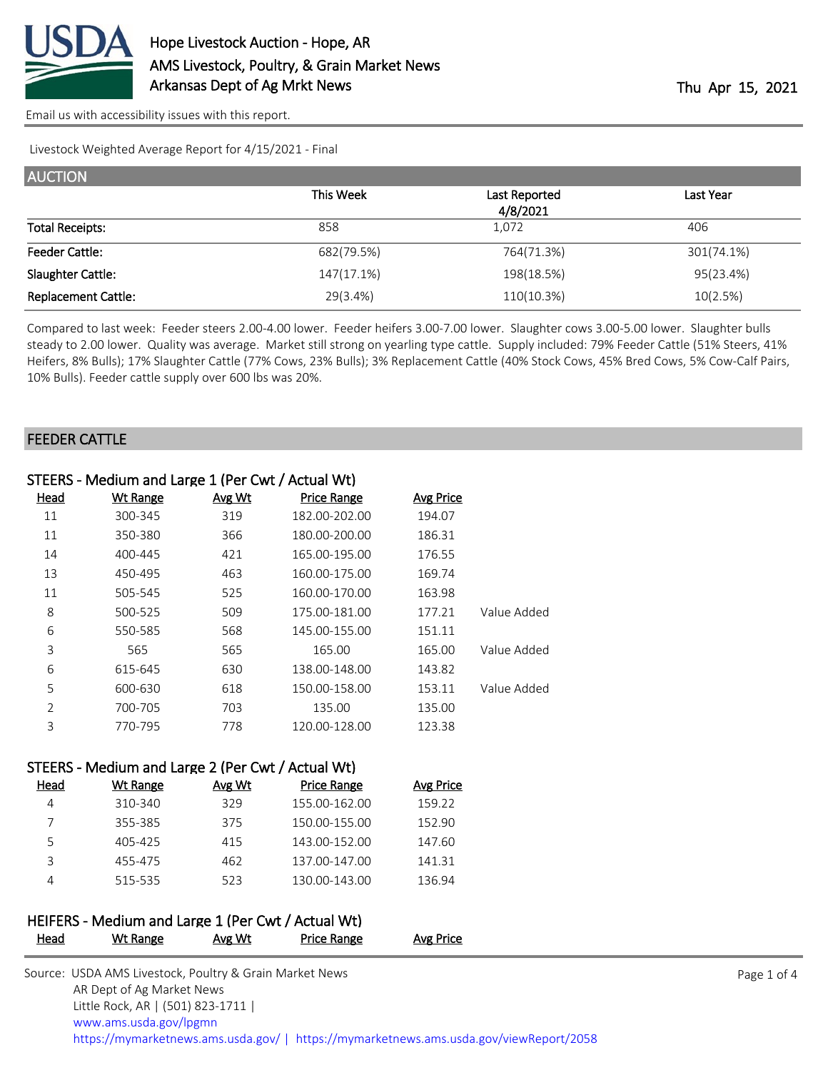# Hope Livestock Auction - Hope, AR

AMS Livestock, Poultry, & Grain Market News
Arkansas Dept of Ag Mrkt News

Thu Apr 15, 2021

Email us with accessibility issues with this report.

Livestock Weighted Average Report for 4/15/2021 - Final

## AUCTION

| | This Week | Last Reported 4/8/2021 | Last Year |
|---|---|---|---|
| Total Receipts: | 858 | 1,072 | 406 |
| Feeder Cattle: | 682(79.5%) | 764(71.3%) | 301(74.1%) |
| Slaughter Cattle: | 147(17.1%) | 198(18.5%) | 95(23.4%) |
| Replacement Cattle: | 29(3.4%) | 110(10.3%) | 10(2.5%) |

Compared to last week: Feeder steers 2.00-4.00 lower. Feeder heifers 3.00-7.00 lower. Slaughter cows 3.00-5.00 lower. Slaughter bulls steady to 2.00 lower. Quality was average. Market still strong on yearling type cattle. Supply included: 79% Feeder Cattle (51% Steers, 41% Heifers, 8% Bulls); 17% Slaughter Cattle (77% Cows, 23% Bulls); 3% Replacement Cattle (40% Stock Cows, 45% Bred Cows, 5% Cow-Calf Pairs, 10% Bulls). Feeder cattle supply over 600 lbs was 20%.

## FEEDER CATTLE

### STEERS - Medium and Large 1 (Per Cwt / Actual Wt)

| Head | Wt Range | Avg Wt | Price Range | Avg Price | |
|---|---|---|---|---|---|
| 11 | 300-345 | 319 | 182.00-202.00 | 194.07 | |
| 11 | 350-380 | 366 | 180.00-200.00 | 186.31 | |
| 14 | 400-445 | 421 | 165.00-195.00 | 176.55 | |
| 13 | 450-495 | 463 | 160.00-175.00 | 169.74 | |
| 11 | 505-545 | 525 | 160.00-170.00 | 163.98 | |
| 8 | 500-525 | 509 | 175.00-181.00 | 177.21 | Value Added |
| 6 | 550-585 | 568 | 145.00-155.00 | 151.11 | |
| 3 | 565 | 565 | 165.00 | 165.00 | Value Added |
| 6 | 615-645 | 630 | 138.00-148.00 | 143.82 | |
| 5 | 600-630 | 618 | 150.00-158.00 | 153.11 | Value Added |
| 2 | 700-705 | 703 | 135.00 | 135.00 | |
| 3 | 770-795 | 778 | 120.00-128.00 | 123.38 | |

### STEERS - Medium and Large 2 (Per Cwt / Actual Wt)

| Head | Wt Range | Avg Wt | Price Range | Avg Price |
|---|---|---|---|---|
| 4 | 310-340 | 329 | 155.00-162.00 | 159.22 |
| 7 | 355-385 | 375 | 150.00-155.00 | 152.90 |
| 5 | 405-425 | 415 | 143.00-152.00 | 147.60 |
| 3 | 455-475 | 462 | 137.00-147.00 | 141.31 |
| 4 | 515-535 | 523 | 130.00-143.00 | 136.94 |

### HEIFERS - Medium and Large 1 (Per Cwt / Actual Wt)

| Head | Wt Range | Avg Wt | Price Range | Avg Price |
|---|---|---|---|---|

Source: USDA AMS Livestock, Poultry & Grain Market News
AR Dept of Ag Market News
Little Rock, AR | (501) 823-1711 |
www.ams.usda.gov/lpgmn
https://mymarketnews.ams.usda.gov/ | https://mymarketnews.ams.usda.gov/viewReport/2058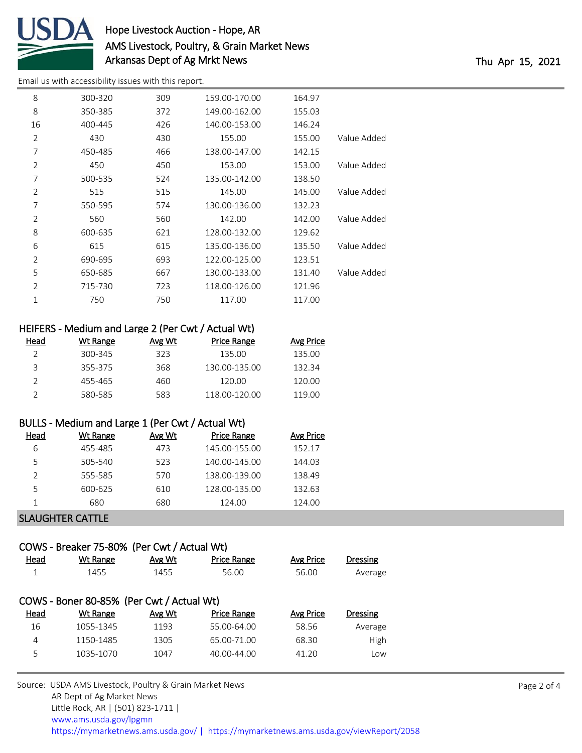| Head | Wt Range | Avg Wt | Price Range | Avg Price | |
|---|---|---|---|---|---|
| 8 | 300-320 | 309 | 159.00-170.00 | 164.97 | |
| 8 | 350-385 | 372 | 149.00-162.00 | 155.03 | |
| 16 | 400-445 | 426 | 140.00-153.00 | 146.24 | |
| 2 | 430 | 430 | 155.00 | 155.00 | Value Added |
| 7 | 450-485 | 466 | 138.00-147.00 | 142.15 | |
| 2 | 450 | 450 | 153.00 | 153.00 | Value Added |
| 7 | 500-535 | 524 | 135.00-142.00 | 138.50 | |
| 2 | 515 | 515 | 145.00 | 145.00 | Value Added |
| 7 | 550-595 | 574 | 130.00-136.00 | 132.23 | |
| 2 | 560 | 560 | 142.00 | 142.00 | Value Added |
| 8 | 600-635 | 621 | 128.00-132.00 | 129.62 | |
| 6 | 615 | 615 | 135.00-136.00 | 135.50 | Value Added |
| 2 | 690-695 | 693 | 122.00-125.00 | 123.51 | |
| 5 | 650-685 | 667 | 130.00-133.00 | 131.40 | Value Added |
| 2 | 715-730 | 723 | 118.00-126.00 | 121.96 | |
| 1 | 750 | 750 | 117.00 | 117.00 | |

### HEIFERS - Medium and Large 2 (Per Cwt / Actual Wt)

| Head | Wt Range | Avg Wt | Price Range | Avg Price |
|---|---|---|---|---|
| 2 | 300-345 | 323 | 135.00 | 135.00 |
| 3 | 355-375 | 368 | 130.00-135.00 | 132.34 |
| 2 | 455-465 | 460 | 120.00 | 120.00 |
| 2 | 580-585 | 583 | 118.00-120.00 | 119.00 |

### BULLS - Medium and Large 1 (Per Cwt / Actual Wt)

| Head | Wt Range | Avg Wt | Price Range | Avg Price |
|---|---|---|---|---|
| 6 | 455-485 | 473 | 145.00-155.00 | 152.17 |
| 5 | 505-540 | 523 | 140.00-145.00 | 144.03 |
| 2 | 555-585 | 570 | 138.00-139.00 | 138.49 |
| 5 | 600-625 | 610 | 128.00-135.00 | 132.63 |
| 1 | 680 | 680 | 124.00 | 124.00 |

## SLAUGHTER CATTLE

### COWS - Breaker 75-80% (Per Cwt / Actual Wt)

| Head | Wt Range | Avg Wt | Price Range | Avg Price | Dressing |
|---|---|---|---|---|---|
| 1 | 1455 | 1455 | 56.00 | 56.00 | Average |

### COWS - Boner 80-85% (Per Cwt / Actual Wt)

| Head | Wt Range | Avg Wt | Price Range | Avg Price | Dressing |
|---|---|---|---|---|---|
| 16 | 1055-1345 | 1193 | 55.00-64.00 | 58.56 | Average |
| 4 | 1150-1485 | 1305 | 65.00-71.00 | 68.30 | High |
| 5 | 1035-1070 | 1047 | 40.00-44.00 | 41.20 | Low |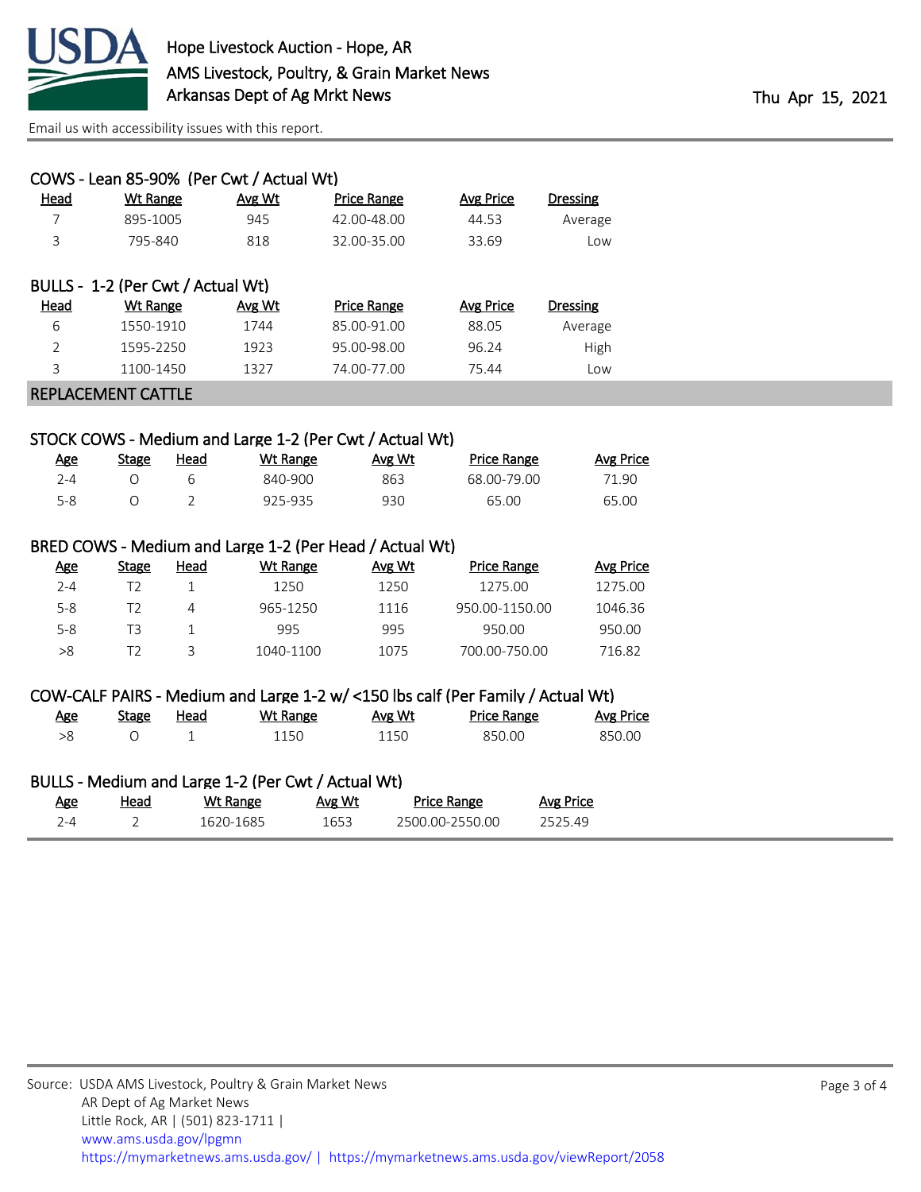Hope Livestock Auction - Hope, AR
AMS Livestock, Poultry, & Grain Market News
Arkansas Dept of Ag Mrkt News

Thu Apr 15, 2021

Email us with accessibility issues with this report.

### COWS - Lean 85-90% (Per Cwt / Actual Wt)

| Head | Wt Range | Avg Wt | Price Range | Avg Price | Dressing |
|---|---|---|---|---|---|
| 7 | 895-1005 | 945 | 42.00-48.00 | 44.53 | Average |
| 3 | 795-840 | 818 | 32.00-35.00 | 33.69 | Low |

### BULLS - 1-2 (Per Cwt / Actual Wt)

| Head | Wt Range | Avg Wt | Price Range | Avg Price | Dressing |
|---|---|---|---|---|---|
| 6 | 1550-1910 | 1744 | 85.00-91.00 | 88.05 | Average |
| 2 | 1595-2250 | 1923 | 95.00-98.00 | 96.24 | High |
| 3 | 1100-1450 | 1327 | 74.00-77.00 | 75.44 | Low |

## REPLACEMENT CATTLE

### STOCK COWS - Medium and Large 1-2 (Per Cwt / Actual Wt)

| Age | Stage | Head | Wt Range | Avg Wt | Price Range | Avg Price |
|---|---|---|---|---|---|---|
| 2-4 | O | 6 | 840-900 | 863 | 68.00-79.00 | 71.90 |
| 5-8 | O | 2 | 925-935 | 930 | 65.00 | 65.00 |

### BRED COWS - Medium and Large 1-2 (Per Head / Actual Wt)

| Age | Stage | Head | Wt Range | Avg Wt | Price Range | Avg Price |
|---|---|---|---|---|---|---|
| 2-4 | T2 | 1 | 1250 | 1250 | 1275.00 | 1275.00 |
| 5-8 | T2 | 4 | 965-1250 | 1116 | 950.00-1150.00 | 1046.36 |
| 5-8 | T3 | 1 | 995 | 995 | 950.00 | 950.00 |
| >8 | T2 | 3 | 1040-1100 | 1075 | 700.00-750.00 | 716.82 |

### COW-CALF PAIRS - Medium and Large 1-2 w/ <150 lbs calf (Per Family / Actual Wt)

| Age | Stage | Head | Wt Range | Avg Wt | Price Range | Avg Price |
|---|---|---|---|---|---|---|
| >8 | O | 1 | 1150 | 1150 | 850.00 | 850.00 |

### BULLS - Medium and Large 1-2 (Per Cwt / Actual Wt)

| Age | Head | Wt Range | Avg Wt | Price Range | Avg Price |
|---|---|---|---|---|---|
| 2-4 | 2 | 1620-1685 | 1653 | 2500.00-2550.00 | 2525.49 |

Source: USDA AMS Livestock, Poultry & Grain Market News
AR Dept of Ag Market News
Little Rock, AR | (501) 823-1711 |
www.ams.usda.gov/lpgmn
https://mymarketnews.ams.usda.gov/ | https://mymarketnews.ams.usda.gov/viewReport/2058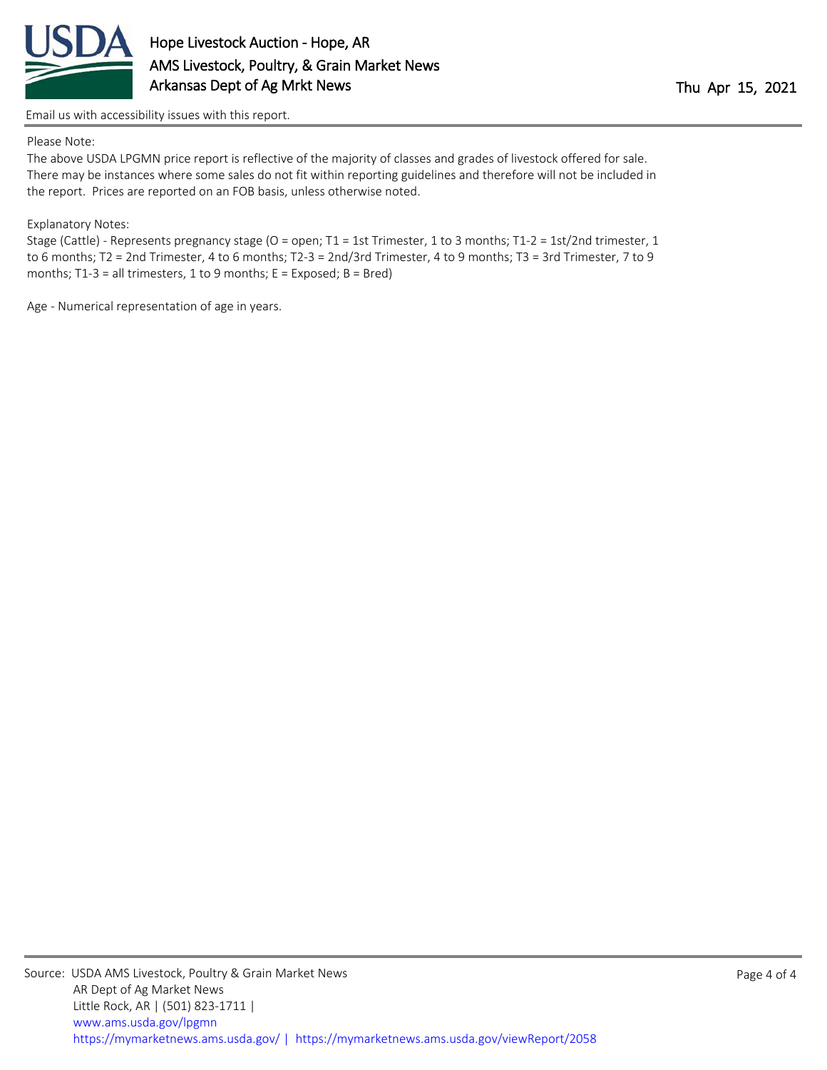Please Note:

The above USDA LPGMN price report is reflective of the majority of classes and grades of livestock offered for sale. There may be instances where some sales do not fit within reporting guidelines and therefore will not be included in the report. Prices are reported on an FOB basis, unless otherwise noted.

Explanatory Notes:

Stage (Cattle) - Represents pregnancy stage (O = open; T1 = 1st Trimester, 1 to 3 months; T1-2 = 1st/2nd trimester, 1 to 6 months; T2 = 2nd Trimester, 4 to 6 months; T2-3 = 2nd/3rd Trimester, 4 to 9 months; T3 = 3rd Trimester, 7 to 9 months; T1-3 = all trimesters, 1 to 9 months; E = Exposed; B = Bred)

Age - Numerical representation of age in years.

Source: USDA AMS Livestock, Poultry & Grain Market News
AR Dept of Ag Market News
Little Rock, AR | (501) 823-1711 |
www.ams.usda.gov/lpgmn
https://mymarketnews.ams.usda.gov/ | https://mymarketnews.ams.usda.gov/viewReport/2058